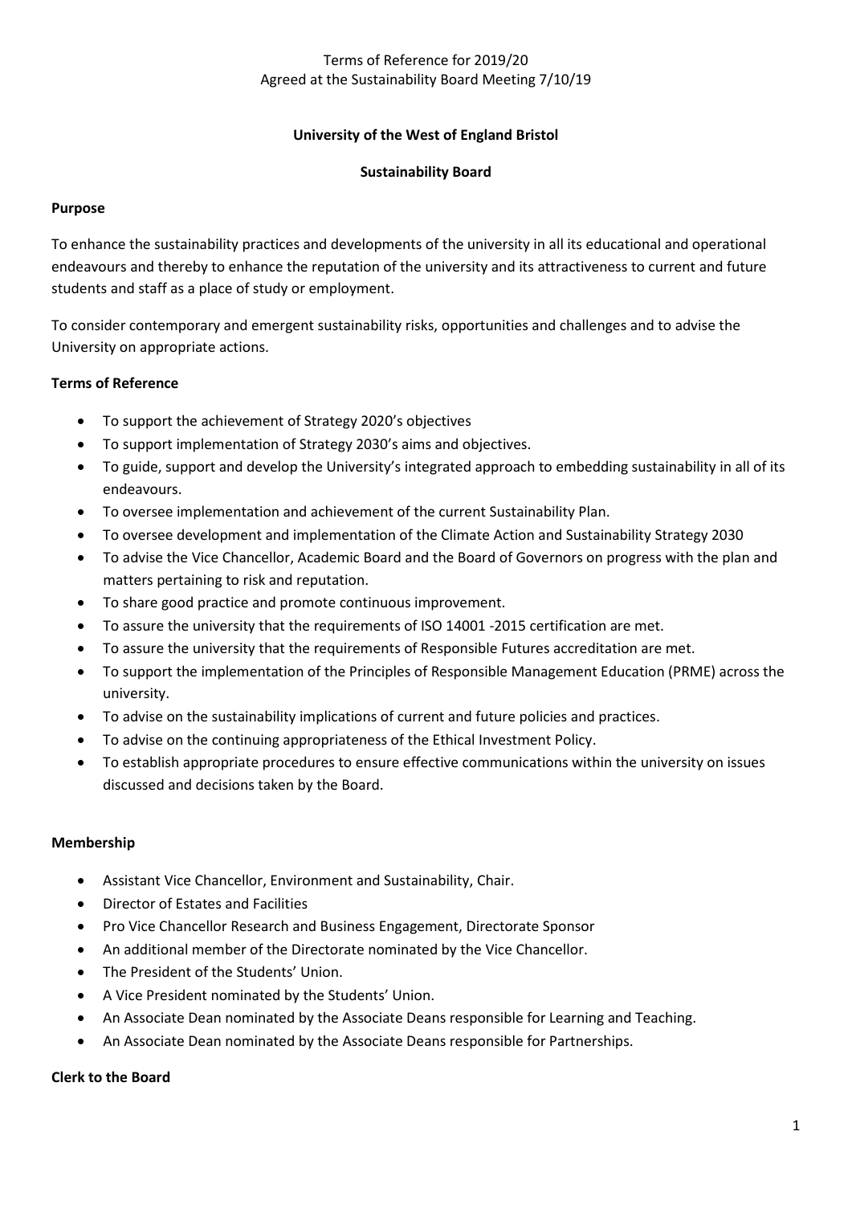Terms of Reference for 2019/20
Agreed at the Sustainability Board Meeting 7/10/19

**University of the West of England Bristol**

**Sustainability Board**

**Purpose**

To enhance the sustainability practices and developments of the university in all its educational and operational endeavours and thereby to enhance the reputation of the university and its attractiveness to current and future students and staff as a place of study or employment.

To consider contemporary and emergent sustainability risks, opportunities and challenges and to advise the University on appropriate actions.

**Terms of Reference**

- To support the achievement of Strategy 2020's objectives
- To support implementation of Strategy 2030's aims and objectives.
- To guide, support and develop the University's integrated approach to embedding sustainability in all of its endeavours.
- To oversee implementation and achievement of the current Sustainability Plan.
- To oversee development and implementation of the Climate Action and Sustainability Strategy 2030
- To advise the Vice Chancellor, Academic Board and the Board of Governors on progress with the plan and matters pertaining to risk and reputation.
- To share good practice and promote continuous improvement.
- To assure the university that the requirements of ISO 14001 -2015 certification are met.
- To assure the university that the requirements of Responsible Futures accreditation are met.
- To support the implementation of the Principles of Responsible Management Education (PRME) across the university.
- To advise on the sustainability implications of current and future policies and practices.
- To advise on the continuing appropriateness of the Ethical Investment Policy.
- To establish appropriate procedures to ensure effective communications within the university on issues discussed and decisions taken by the Board.

**Membership**

- Assistant Vice Chancellor, Environment and Sustainability, Chair.
- Director of Estates and Facilities
- Pro Vice Chancellor Research and Business Engagement, Directorate Sponsor
- An additional member of the Directorate nominated by the Vice Chancellor.
- The President of the Students' Union.
- A Vice President nominated by the Students' Union.
- An Associate Dean nominated by the Associate Deans responsible for Learning and Teaching.
- An Associate Dean nominated by the Associate Deans responsible for Partnerships.

**Clerk to the Board**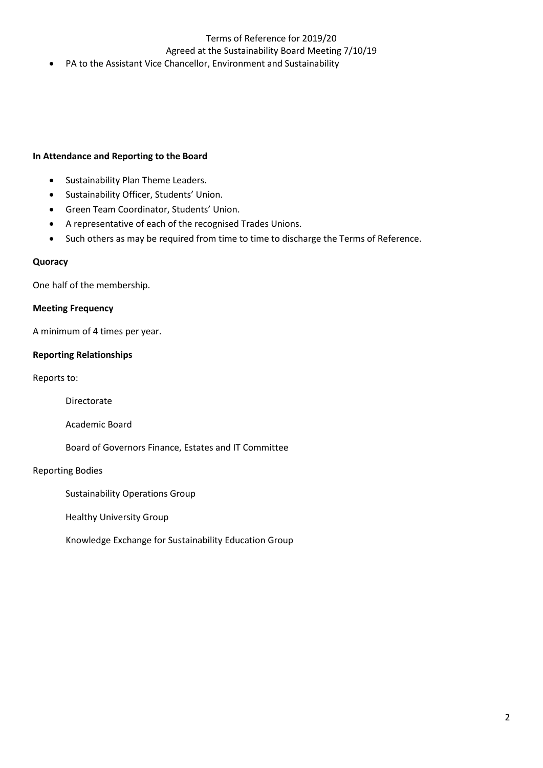- PA to the Assistant Vice Chancellor, Environment and Sustainability

**In Attendance and Reporting to the Board**

- Sustainability Plan Theme Leaders.
- Sustainability Officer, Students' Union.
- Green Team Coordinator, Students' Union.
- A representative of each of the recognised Trades Unions.
- Such others as may be required from time to time to discharge the Terms of Reference.

**Quoracy**

One half of the membership.

**Meeting Frequency**

A minimum of 4 times per year.

**Reporting Relationships**

Reports to:

Directorate

Academic Board

Board of Governors Finance, Estates and IT Committee

Reporting Bodies

Sustainability Operations Group

Healthy University Group

Knowledge Exchange for Sustainability Education Group